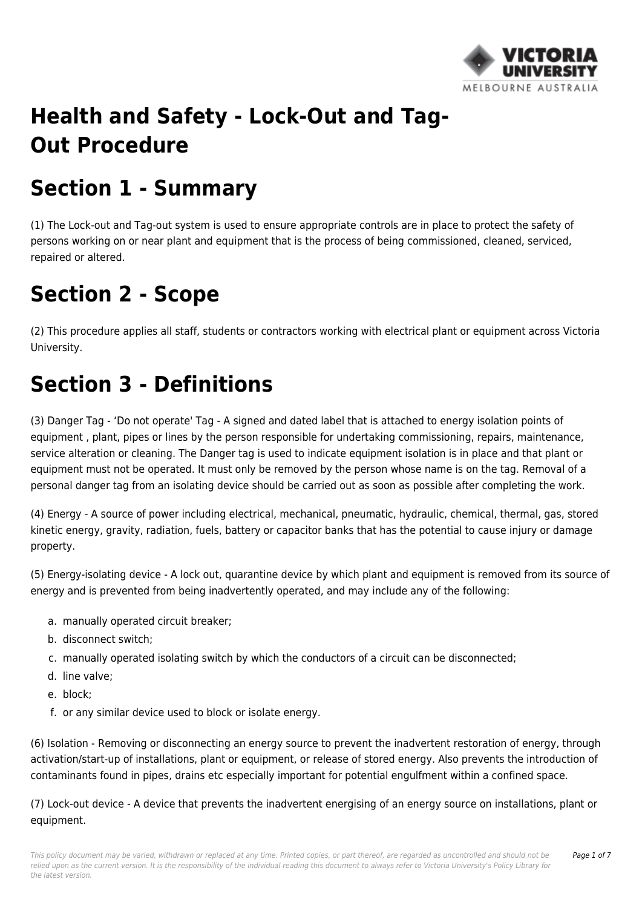# Health and Safety - Lock-Out and Tag-Out Procedure

# Section 1 - Summary

(1) The Lock-out and Tag-out system is used to ensure appropriate controls are in place to protect the safety of persons working on or near plant and equipment that is the process of being commissioned, cleaned, serviced, repaired or altered.

# Section 2 - Scope

(2) This procedure applies all staff, students or contractors working with electrical plant or equipment across Victoria University.

# Section 3 - Definitions

(3) Danger Tag - 'Do not operate' Tag - A signed and dated label that is attached to energy isolation points of equipment , plant, pipes or lines by the person responsible for undertaking commissioning, repairs, maintenance, service alteration or cleaning. The Danger tag is used to indicate equipment isolation is in place and that plant or equipment must not be operated. It must only be removed by the person whose name is on the tag. Removal of a personal danger tag from an isolating device should be carried out as soon as possible after completing the work.

(4) Energy - A source of power including electrical, mechanical, pneumatic, hydraulic, chemical, thermal, gas, stored kinetic energy, gravity, radiation, fuels, battery or capacitor banks that has the potential to cause injury or damage property.

(5) Energy-isolating device - A lock out, quarantine device by which plant and equipment is removed from its source of energy and is prevented from being inadvertently operated, and may include any of the following:

a. manually operated circuit breaker;
b. disconnect switch;
c. manually operated isolating switch by which the conductors of a circuit can be disconnected;
d. line valve;
e. block;
f. or any similar device used to block or isolate energy.

(6) Isolation - Removing or disconnecting an energy source to prevent the inadvertent restoration of energy, through activation/start-up of installations, plant or equipment, or release of stored energy. Also prevents the introduction of contaminants found in pipes, drains etc especially important for potential engulfment within a confined space.

(7) Lock-out device - A device that prevents the inadvertent energising of an energy source on installations, plant or equipment.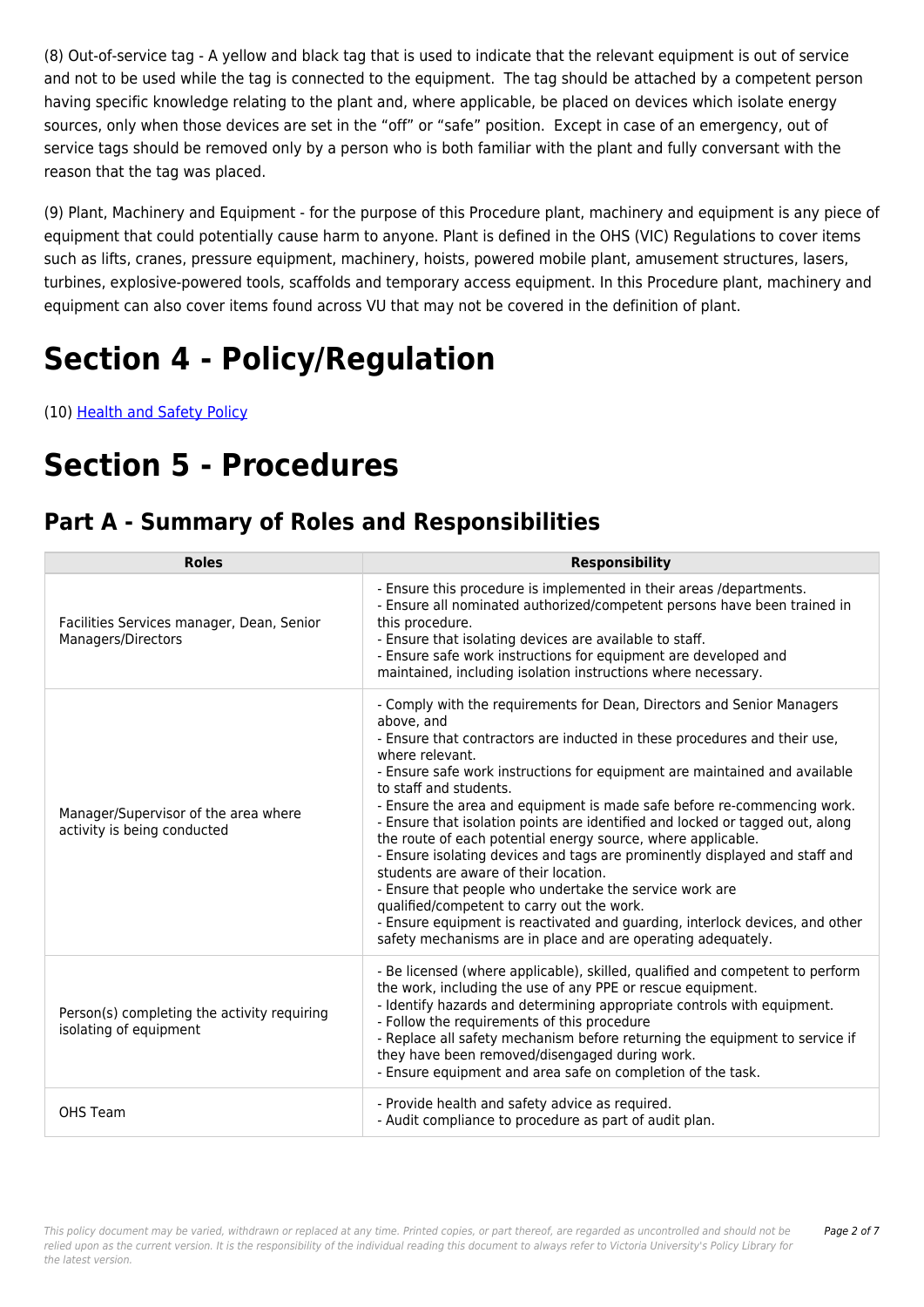(8) Out-of-service tag - A yellow and black tag that is used to indicate that the relevant equipment is out of service and not to be used while the tag is connected to the equipment.  The tag should be attached by a competent person having specific knowledge relating to the plant and, where applicable, be placed on devices which isolate energy sources, only when those devices are set in the “off” or “safe” position.  Except in case of an emergency, out of service tags should be removed only by a person who is both familiar with the plant and fully conversant with the reason that the tag was placed.

(9) Plant, Machinery and Equipment - for the purpose of this Procedure plant, machinery and equipment is any piece of equipment that could potentially cause harm to anyone. Plant is defined in the OHS (VIC) Regulations to cover items such as lifts, cranes, pressure equipment, machinery, hoists, powered mobile plant, amusement structures, lasers, turbines, explosive-powered tools, scaffolds and temporary access equipment. In this Procedure plant, machinery and equipment can also cover items found across VU that may not be covered in the definition of plant.

# Section 4 - Policy/Regulation

(10) Health and Safety Policy

# Section 5 - Procedures

## Part A - Summary of Roles and Responsibilities

| Roles | Responsibility |
| --- | --- |
| Facilities Services manager, Dean, Senior Managers/Directors | - Ensure this procedure is implemented in their areas /departments.<br>- Ensure all nominated authorized/competent persons have been trained in this procedure.<br>- Ensure that isolating devices are available to staff.<br>- Ensure safe work instructions for equipment are developed and maintained, including isolation instructions where necessary. |
| Manager/Supervisor of the area where activity is being conducted | - Comply with the requirements for Dean, Directors and Senior Managers above, and<br>- Ensure that contractors are inducted in these procedures and their use, where relevant.<br>- Ensure safe work instructions for equipment are maintained and available to staff and students.<br>- Ensure the area and equipment is made safe before re-commencing work.<br>- Ensure that isolation points are identified and locked or tagged out, along the route of each potential energy source, where applicable.<br>- Ensure isolating devices and tags are prominently displayed and staff and students are aware of their location.<br>- Ensure that people who undertake the service work are qualified/competent to carry out the work.<br>- Ensure equipment is reactivated and guarding, interlock devices, and other safety mechanisms are in place and are operating adequately. |
| Person(s) completing the activity requiring isolating of equipment | - Be licensed (where applicable), skilled, qualified and competent to perform the work, including the use of any PPE or rescue equipment.<br>- Identify hazards and determining appropriate controls with equipment.<br>- Follow the requirements of this procedure<br>- Replace all safety mechanism before returning the equipment to service if they have been removed/disengaged during work.<br>- Ensure equipment and area safe on completion of the task. |
| OHS Team | - Provide health and safety advice as required.<br>- Audit compliance to procedure as part of audit plan. |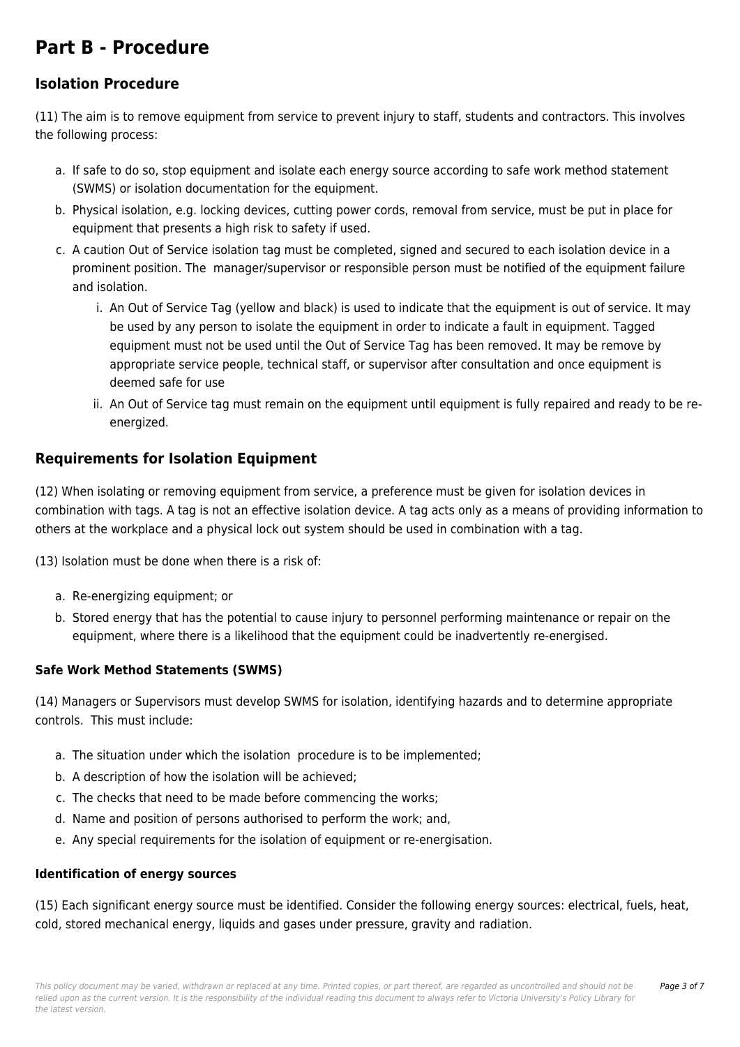# Part B - Procedure

## Isolation Procedure

(11) The aim is to remove equipment from service to prevent injury to staff, students and contractors. This involves the following process:

a. If safe to do so, stop equipment and isolate each energy source according to safe work method statement (SWMS) or isolation documentation for the equipment.
b. Physical isolation, e.g. locking devices, cutting power cords, removal from service, must be put in place for equipment that presents a high risk to safety if used.
c. A caution Out of Service isolation tag must be completed, signed and secured to each isolation device in a prominent position. The manager/supervisor or responsible person must be notified of the equipment failure and isolation.
    i. An Out of Service Tag (yellow and black) is used to indicate that the equipment is out of service. It may be used by any person to isolate the equipment in order to indicate a fault in equipment. Tagged equipment must not be used until the Out of Service Tag has been removed. It may be remove by appropriate service people, technical staff, or supervisor after consultation and once equipment is deemed safe for use
    ii. An Out of Service tag must remain on the equipment until equipment is fully repaired and ready to be re-energized.

## Requirements for Isolation Equipment

(12) When isolating or removing equipment from service, a preference must be given for isolation devices in combination with tags. A tag is not an effective isolation device. A tag acts only as a means of providing information to others at the workplace and a physical lock out system should be used in combination with a tag.

(13) Isolation must be done when there is a risk of:

a. Re-energizing equipment; or
b. Stored energy that has the potential to cause injury to personnel performing maintenance or repair on the equipment, where there is a likelihood that the equipment could be inadvertently re-energised.

### Safe Work Method Statements (SWMS)

(14) Managers or Supervisors must develop SWMS for isolation, identifying hazards and to determine appropriate controls. This must include:

a. The situation under which the isolation procedure is to be implemented;
b. A description of how the isolation will be achieved;
c. The checks that need to be made before commencing the works;
d. Name and position of persons authorised to perform the work; and,
e. Any special requirements for the isolation of equipment or re-energisation.

### Identification of energy sources

(15) Each significant energy source must be identified. Consider the following energy sources: electrical, fuels, heat, cold, stored mechanical energy, liquids and gases under pressure, gravity and radiation.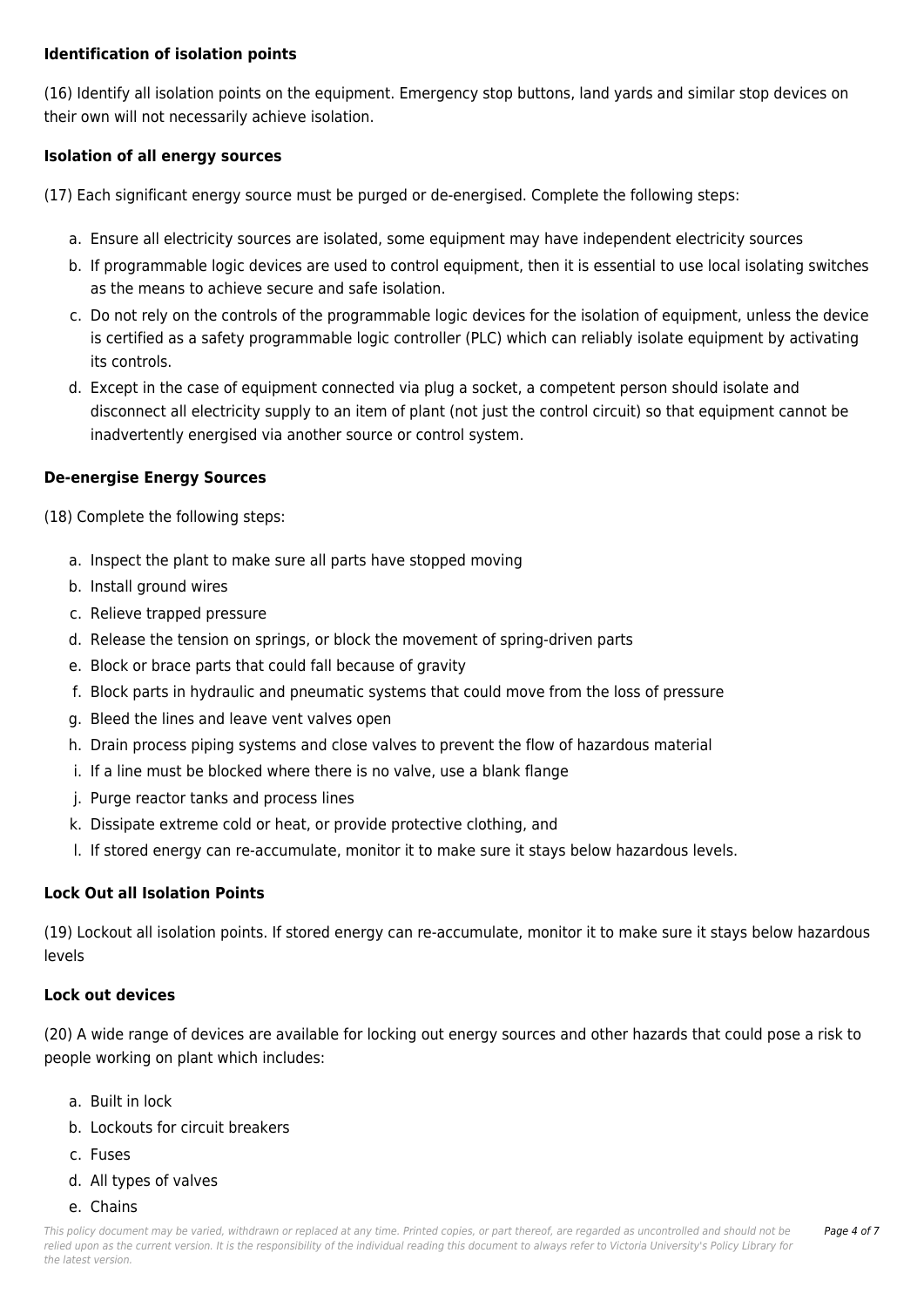**Identification of isolation points**

(16) Identify all isolation points on the equipment. Emergency stop buttons, land yards and similar stop devices on their own will not necessarily achieve isolation.

**Isolation of all energy sources**

(17) Each significant energy source must be purged or de-energised. Complete the following steps:

a. Ensure all electricity sources are isolated, some equipment may have independent electricity sources
b. If programmable logic devices are used to control equipment, then it is essential to use local isolating switches as the means to achieve secure and safe isolation.
c. Do not rely on the controls of the programmable logic devices for the isolation of equipment, unless the device is certified as a safety programmable logic controller (PLC) which can reliably isolate equipment by activating its controls.
d. Except in the case of equipment connected via plug a socket, a competent person should isolate and disconnect all electricity supply to an item of plant (not just the control circuit) so that equipment cannot be inadvertently energised via another source or control system.

**De-energise Energy Sources**

(18) Complete the following steps:

a. Inspect the plant to make sure all parts have stopped moving
b. Install ground wires
c. Relieve trapped pressure
d. Release the tension on springs, or block the movement of spring-driven parts
e. Block or brace parts that could fall because of gravity
f. Block parts in hydraulic and pneumatic systems that could move from the loss of pressure
g. Bleed the lines and leave vent valves open
h. Drain process piping systems and close valves to prevent the flow of hazardous material
i. If a line must be blocked where there is no valve, use a blank flange
j. Purge reactor tanks and process lines
k. Dissipate extreme cold or heat, or provide protective clothing, and
l. If stored energy can re-accumulate, monitor it to make sure it stays below hazardous levels.

**Lock Out all Isolation Points**

(19) Lockout all isolation points. If stored energy can re-accumulate, monitor it to make sure it stays below hazardous levels

**Lock out devices**

(20) A wide range of devices are available for locking out energy sources and other hazards that could pose a risk to people working on plant which includes:

a. Built in lock
b. Lockouts for circuit breakers
c. Fuses
d. All types of valves
e. Chains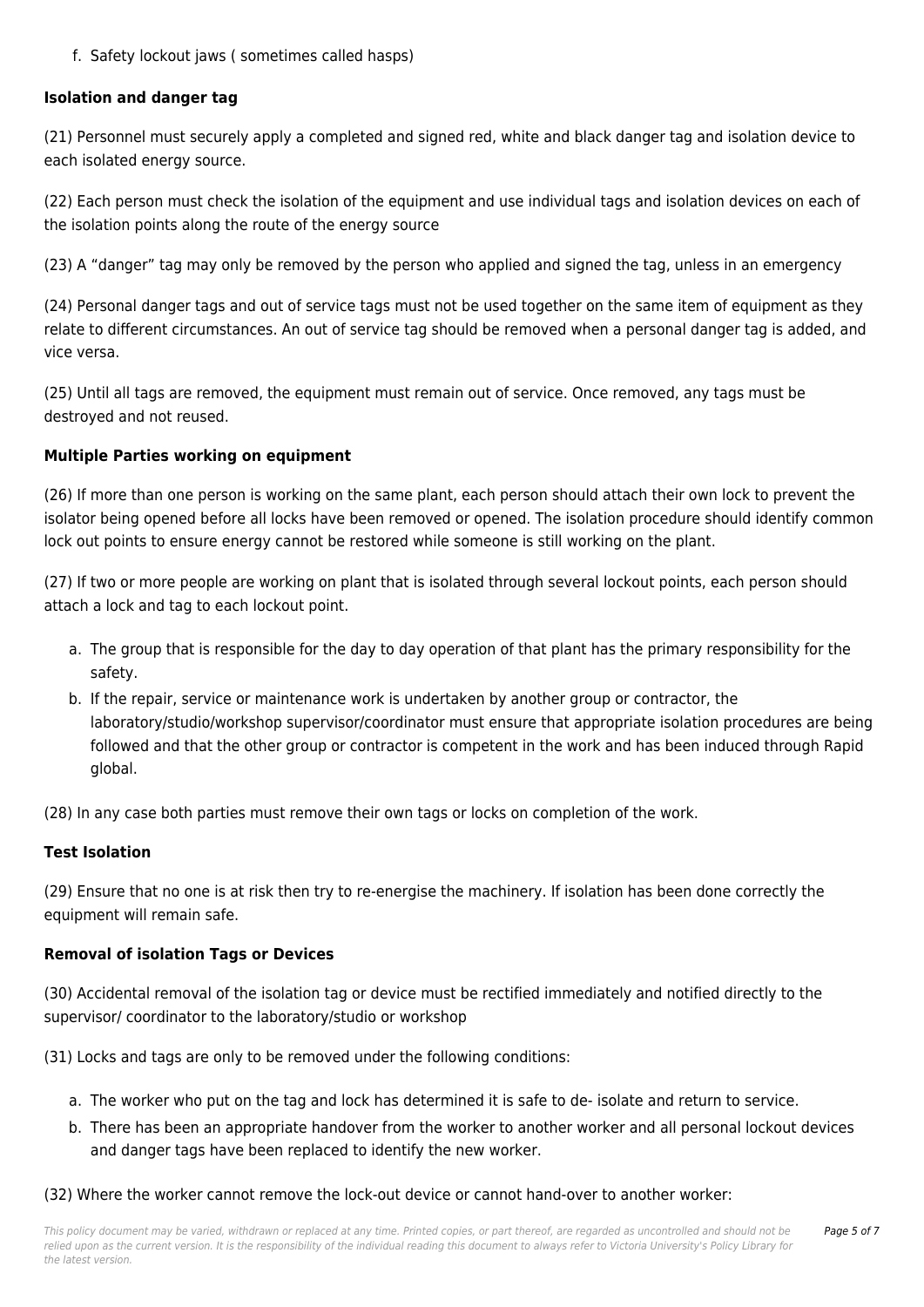f. Safety lockout jaws ( sometimes called hasps)

**Isolation and danger tag**

(21) Personnel must securely apply a completed and signed red, white and black danger tag and isolation device to each isolated energy source.

(22) Each person must check the isolation of the equipment and use individual tags and isolation devices on each of the isolation points along the route of the energy source

(23) A "danger" tag may only be removed by the person who applied and signed the tag, unless in an emergency

(24) Personal danger tags and out of service tags must not be used together on the same item of equipment as they relate to different circumstances. An out of service tag should be removed when a personal danger tag is added, and vice versa.

(25) Until all tags are removed, the equipment must remain out of service. Once removed, any tags must be destroyed and not reused.

**Multiple Parties working on equipment**

(26) If more than one person is working on the same plant, each person should attach their own lock to prevent the isolator being opened before all locks have been removed or opened. The isolation procedure should identify common lock out points to ensure energy cannot be restored while someone is still working on the plant.

(27) If two or more people are working on plant that is isolated through several lockout points, each person should attach a lock and tag to each lockout point.

a. The group that is responsible for the day to day operation of that plant has the primary responsibility for the safety.
b. If the repair, service or maintenance work is undertaken by another group or contractor, the laboratory/studio/workshop supervisor/coordinator must ensure that appropriate isolation procedures are being followed and that the other group or contractor is competent in the work and has been induced through Rapid global.

(28) In any case both parties must remove their own tags or locks on completion of the work.

**Test Isolation**

(29) Ensure that no one is at risk then try to re-energise the machinery. If isolation has been done correctly the equipment will remain safe.

**Removal of isolation Tags or Devices**

(30) Accidental removal of the isolation tag or device must be rectified immediately and notified directly to the supervisor/ coordinator to the laboratory/studio or workshop

(31) Locks and tags are only to be removed under the following conditions:

a. The worker who put on the tag and lock has determined it is safe to de- isolate and return to service.
b. There has been an appropriate handover from the worker to another worker and all personal lockout devices and danger tags have been replaced to identify the new worker.

(32) Where the worker cannot remove the lock-out device or cannot hand-over to another worker: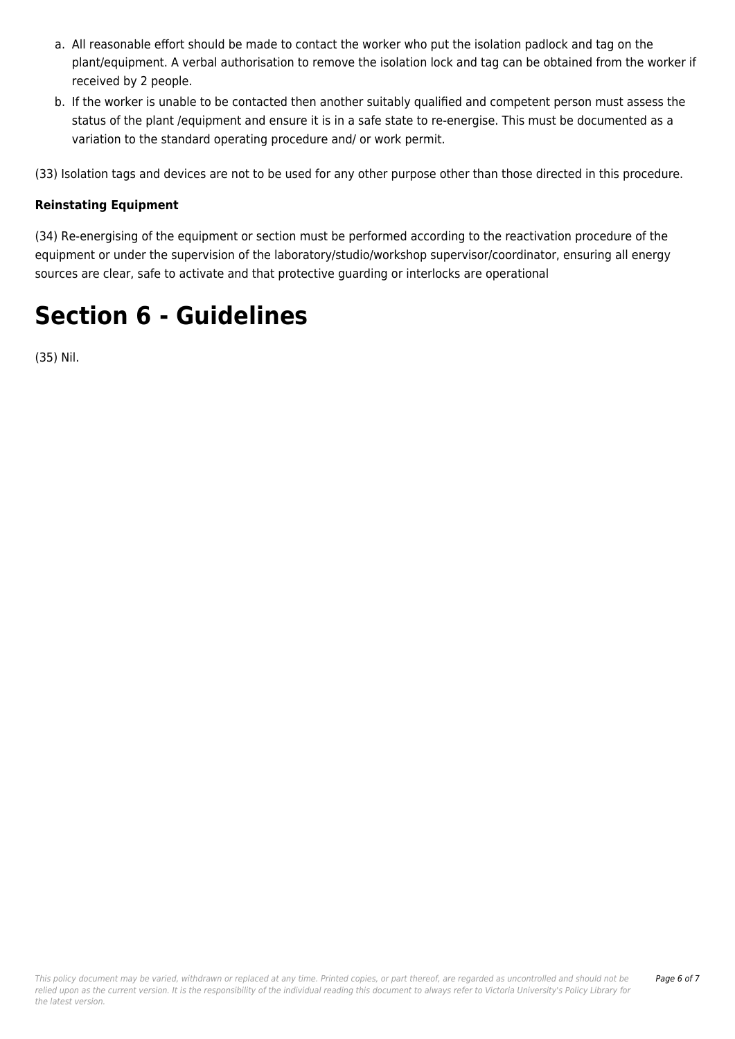a. All reasonable effort should be made to contact the worker who put the isolation padlock and tag on the plant/equipment. A verbal authorisation to remove the isolation lock and tag can be obtained from the worker if received by 2 people.
b. If the worker is unable to be contacted then another suitably qualified and competent person must assess the status of the plant /equipment and ensure it is in a safe state to re-energise. This must be documented as a variation to the standard operating procedure and/ or work permit.

(33) Isolation tags and devices are not to be used for any other purpose other than those directed in this procedure.

**Reinstating Equipment**

(34) Re-energising of the equipment or section must be performed according to the reactivation procedure of the equipment or under the supervision of the laboratory/studio/workshop supervisor/coordinator, ensuring all energy sources are clear, safe to activate and that protective guarding or interlocks are operational

# Section 6 - Guidelines

(35) Nil.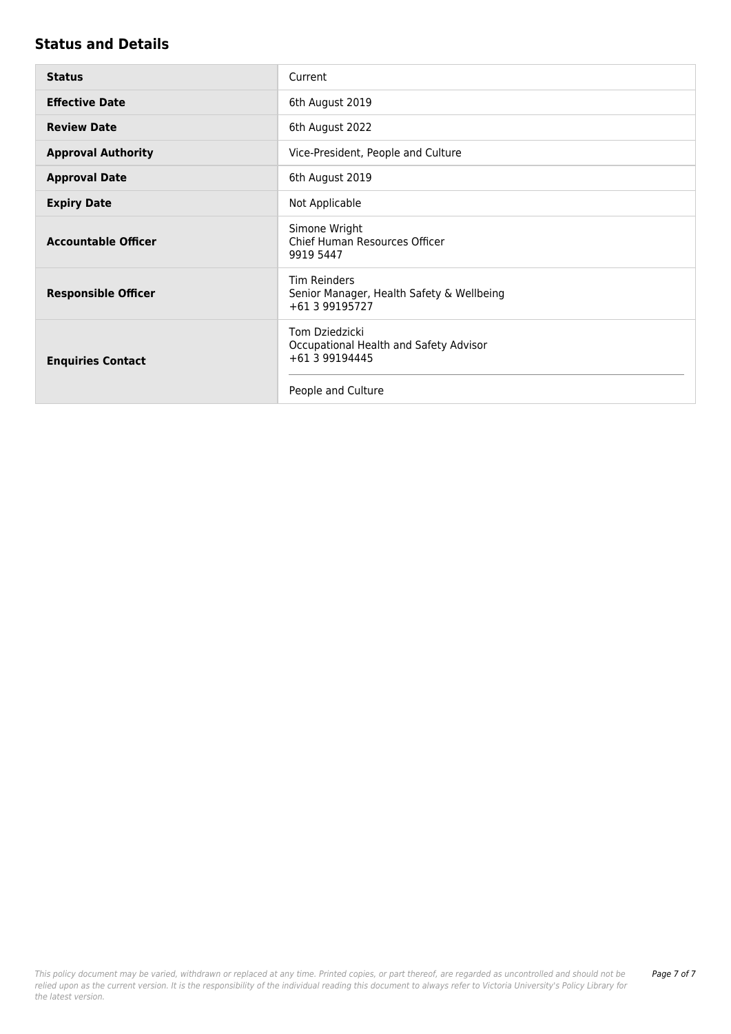## Status and Details

| | |
|---|---|
| **Status** | Current |
| **Effective Date** | 6th August 2019 |
| **Review Date** | 6th August 2022 |
| **Approval Authority** | Vice-President, People and Culture |
| **Approval Date** | 6th August 2019 |
| **Expiry Date** | Not Applicable |
| **Accountable Officer** | Simone Wright<br>Chief Human Resources Officer<br>9919 5447 |
| **Responsible Officer** | Tim Reinders<br>Senior Manager, Health Safety & Wellbeing<br>+61 3 99195727 |
| **Enquiries Contact** | Tom Dziedzicki<br>Occupational Health and Safety Advisor<br>+61 3 99194445<br><br>People and Culture |

*This policy document may be varied, withdrawn or replaced at any time. Printed copies, or part thereof, are regarded as uncontrolled and should not be relied upon as the current version. It is the responsibility of the individual reading this document to always refer to Victoria University's Policy Library for the latest version.*